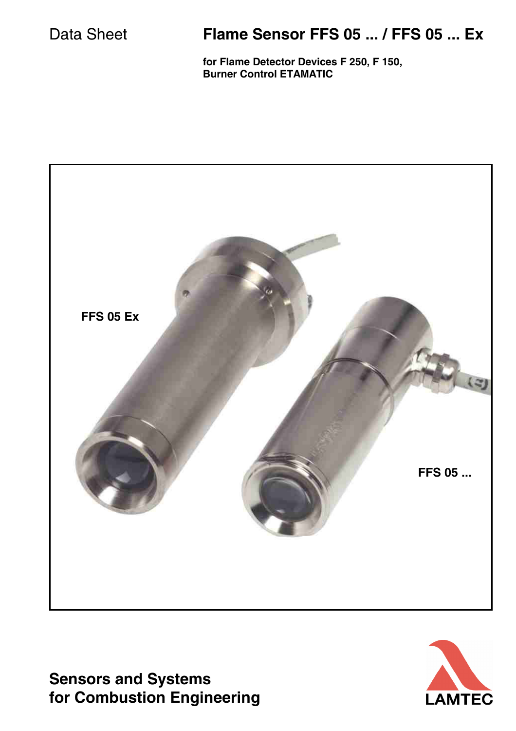Data Sheet

# Flame Sensor FFS 05 ... / FFS 05 ... Ex

**for Flame Detector Devices F 250, F 150,**
**Burner Control ETAMATIC**

FFS 05 Ex

FFS 05 ...

**Sensors and Systems**
**for Combustion Engineering**

LAMTEC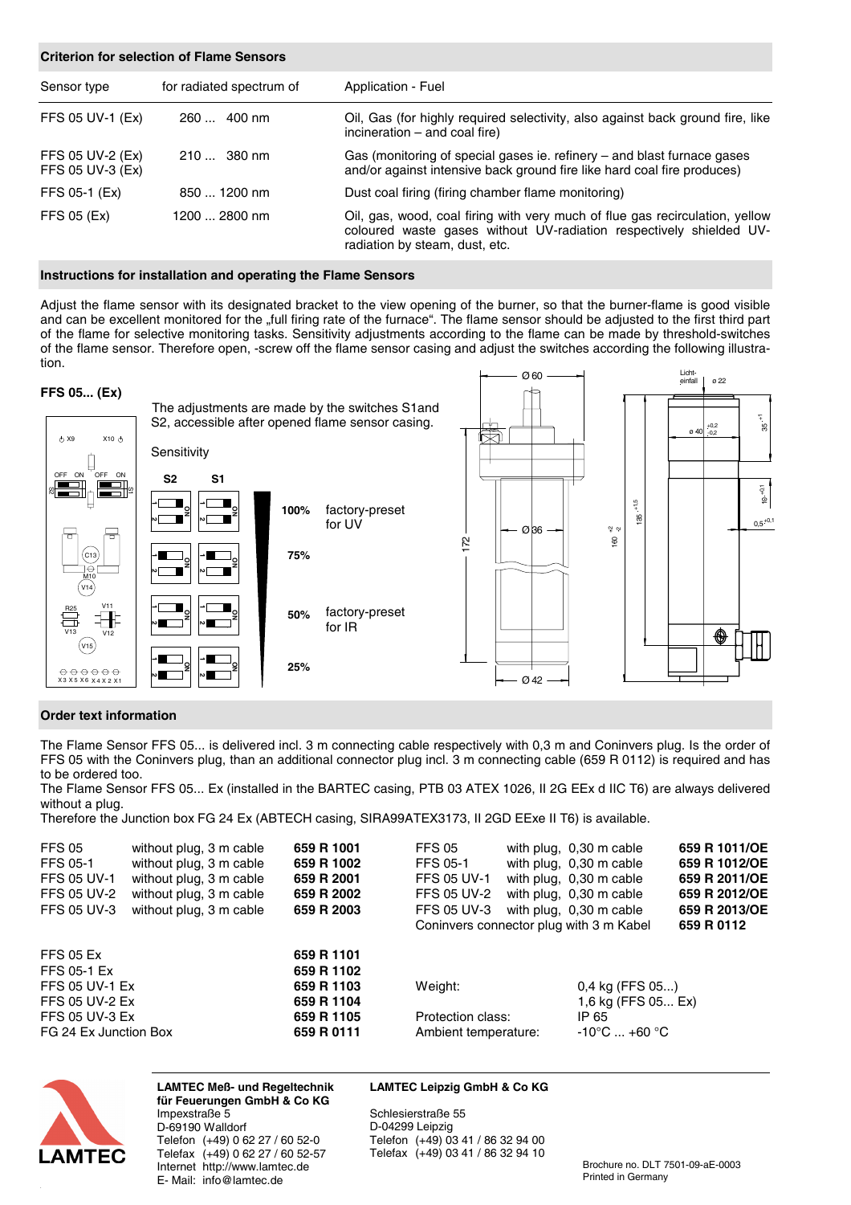## Criterion for selection of Flame Sensors

| Sensor type | for radiated spectrum of | Application - Fuel |
|---|---|---|
| FFS 05 UV-1 (Ex) | 260 ... 400 nm | Oil, Gas (for highly required selectivity, also against back ground fire, like incineration – and coal fire) |
| FFS 05 UV-2 (Ex)<br>FFS 05 UV-3 (Ex) | 210 ... 380 nm | Gas (monitoring of special gases ie. refinery – and blast furnace gases and/or against intensive back ground fire like hard coal fire produces) |
| FFS 05-1 (Ex) | 850 ... 1200 nm | Dust coal firing (firing chamber flame monitoring) |
| FFS 05 (Ex) | 1200 ... 2800 nm | Oil, gas, wood, coal firing with very much of flue gas recirculation, yellow coloured waste gases without UV-radiation respectively shielded UV-radiation by steam, dust, etc. |

## Instructions for installation and operating the Flame Sensors

Adjust the flame sensor with its designated bracket to the view opening of the burner, so that the burner-flame is good visible and can be excellent monitored for the „full firing rate of the furnace". The flame sensor should be adjusted to the first third part of the flame for selective monitoring tasks. Sensitivity adjustments according to the flame can be made by threshold-switches of the flame sensor. Therefore open, -screw off the flame sensor casing and adjust the switches according the following illustration.

**FFS 05... (Ex)**

The adjustments are made by the switches S1and S2, accessible after opened flame sensor casing.

Sensitivity

S2 S1

100% factory-preset for UV

75%

50% factory-preset for IR

25%

X9 X10 OFF ON OFF ON S2 S1 C13 M10 V14 R25 V11 V13 V12 V15 X3 X5 X6 X4 X2 X1

Ø 60 Ø 36 Ø 42 172 Licht-einfall ø 22 ø 40 35 19 0,5 135 160

## Order text information

The Flame Sensor FFS 05... is delivered incl. 3 m connecting cable respectively with 0,3 m and Coninvers plug. Is the order of FFS 05 with the Coninvers plug, than an additional connector plug incl. 3 m connecting cable (659 R 0112) is required and has to be ordered too.

The Flame Sensor FFS 05... Ex (installed in the BARTEC casing, PTB 03 ATEX 1026, II 2G EEx d IIC T6) are always delivered without a plug.

Therefore the Junction box FG 24 Ex (ABTECH casing, SIRA99ATEX3173, II 2GD EExe II T6) is available.

| | | | | | |
|---|---|---|---|---|---|
| FFS 05 | without plug, 3 m cable | **659 R 1001** | FFS 05 | with plug, 0,30 m cable | **659 R 1011/OE** |
| FFS 05-1 | without plug, 3 m cable | **659 R 1002** | FFS 05-1 | with plug, 0,30 m cable | **659 R 1012/OE** |
| FFS 05 UV-1 | without plug, 3 m cable | **659 R 2001** | FFS 05 UV-1 | with plug, 0,30 m cable | **659 R 2011/OE** |
| FFS 05 UV-2 | without plug, 3 m cable | **659 R 2002** | FFS 05 UV-2 | with plug, 0,30 m cable | **659 R 2012/OE** |
| FFS 05 UV-3 | without plug, 3 m cable | **659 R 2003** | FFS 05 UV-3 | with plug, 0,30 m cable | **659 R 2013/OE** |
| | | | Coninvers connector plug with 3 m Kabel | | **659 R 0112** |

| | | | |
|---|---|---|---|
| FFS 05 Ex | **659 R 1101** | | |
| FFS 05-1 Ex | **659 R 1102** | | |
| FFS 05 UV-1 Ex | **659 R 1103** | Weight: | 0,4 kg (FFS 05...) |
| FFS 05 UV-2 Ex | **659 R 1104** | | 1,6 kg (FFS 05... Ex) |
| FFS 05 UV-3 Ex | **659 R 1105** | Protection class: | IP 65 |
| FG 24 Ex Junction Box | **659 R 0111** | Ambient temperature: | -10°C ... +60 °C |

LAMTEC

**LAMTEC Meß- und Regeltechnik für Feuerungen GmbH & Co KG**
Impexstraße 5
D-69190 Walldorf
Telefon (+49) 0 62 27 / 60 52-0
Telefax (+49) 0 62 27 / 60 52-57
Internet http://www.lamtec.de
E- Mail: info@lamtec.de

**LAMTEC Leipzig GmbH & Co KG**

Schlesierstraße 55
D-04299 Leipzig
Telefon (+49) 03 41 / 86 32 94 00
Telefax (+49) 03 41 / 86 32 94 10

Brochure no. DLT 7501-09-aE-0003
Printed in Germany